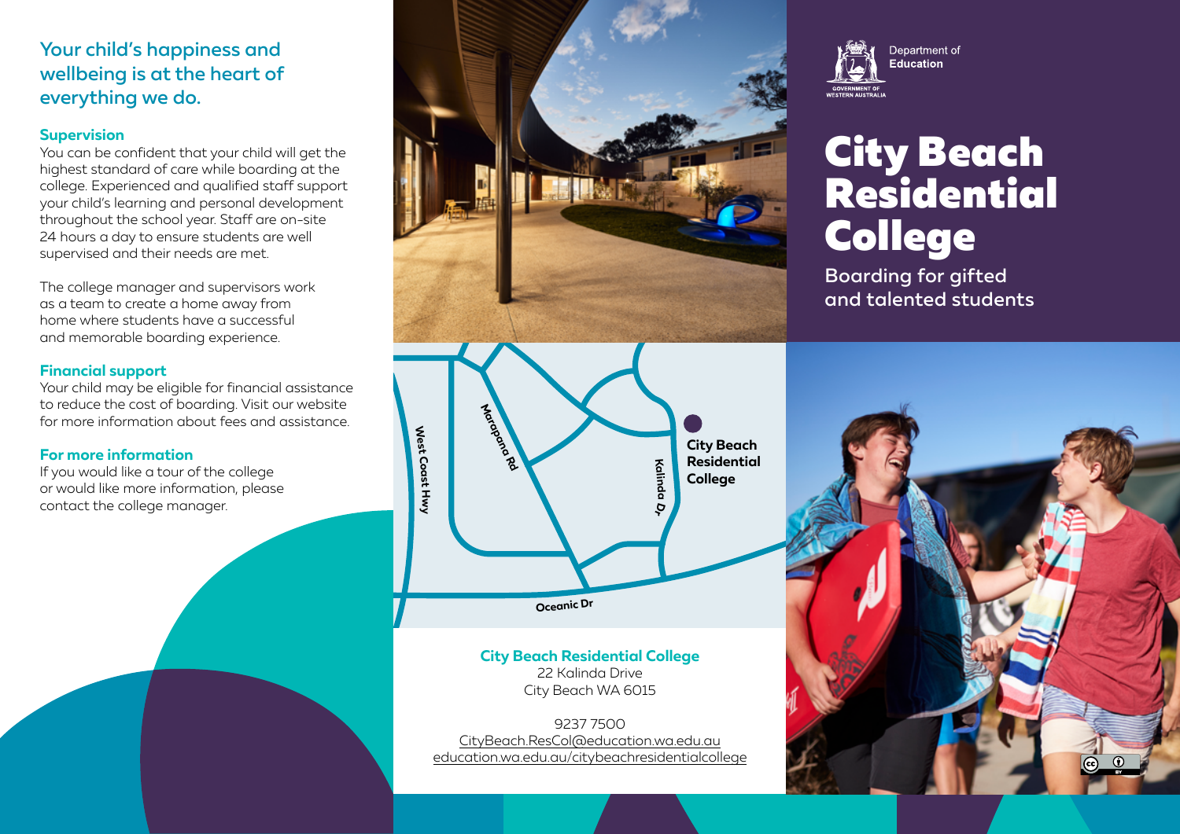Department of Education

GOVERNMENT OF WESTERN AUSTRALIA

# City Beach Residential College

Boarding for gifted and talented students

## Your child's happiness and wellbeing is at the heart of everything we do.

### Supervision

You can be confident that your child will get the highest standard of care while boarding at the college. Experienced and qualified staff support your child's learning and personal development throughout the school year. Staff are on-site 24 hours a day to ensure students are well supervised and their needs are met.

The college manager and supervisors work as a team to create a home away from home where students have a successful and memorable boarding experience.

### Financial support

Your child may be eligible for financial assistance to reduce the cost of boarding. Visit our website for more information about fees and assistance.

### For more information

If you would like a tour of the college or would like more information, please contact the college manager.

West Coast Hwy
Marapana Rd
Kalinda Dr
Oceanic Dr
City Beach Residential College

**City Beach Residential College**
22 Kalinda Drive
City Beach WA 6015

9237 7500
CityBeach.ResCol@education.wa.edu.au
education.wa.edu.au/citybeachresidentialcollege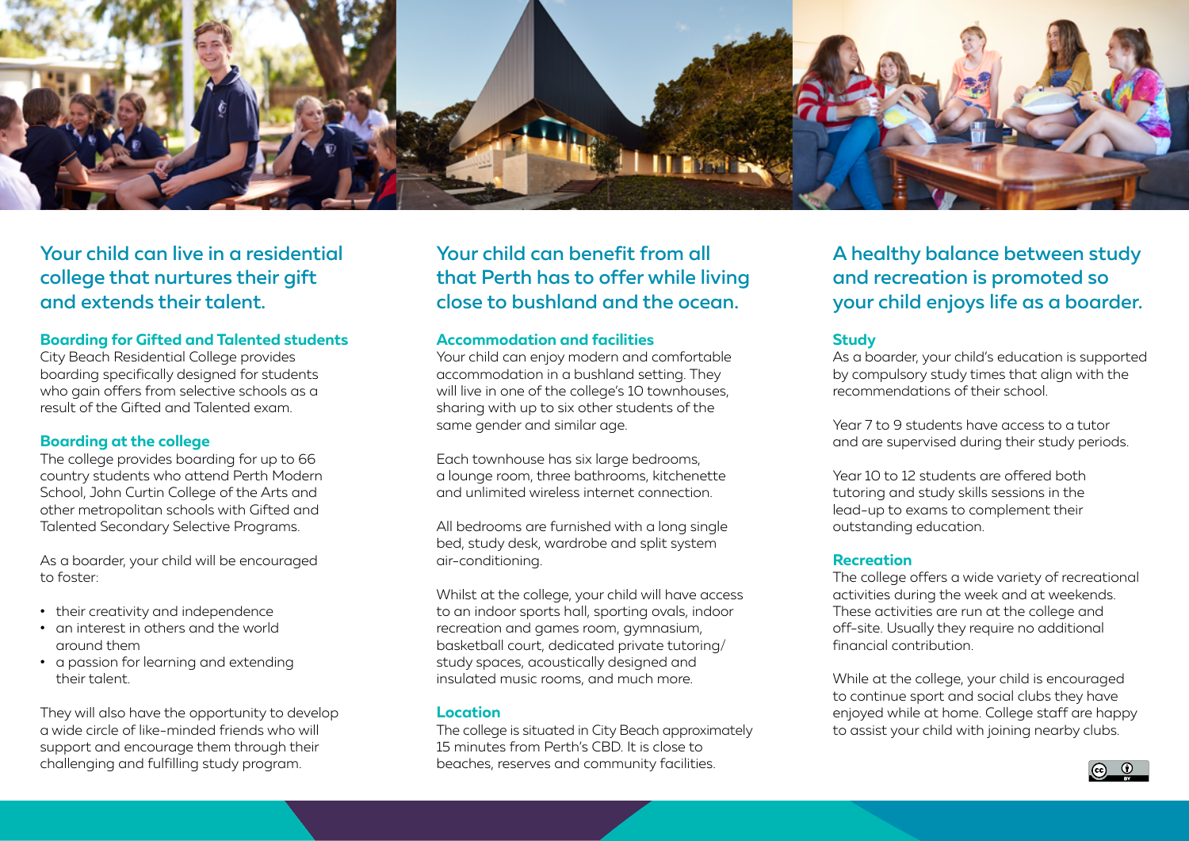## Your child can live in a residential college that nurtures their gift and extends their talent.

### Boarding for Gifted and Talented students

City Beach Residential College provides boarding specifically designed for students who gain offers from selective schools as a result of the Gifted and Talented exam.

### Boarding at the college

The college provides boarding for up to 66 country students who attend Perth Modern School, John Curtin College of the Arts and other metropolitan schools with Gifted and Talented Secondary Selective Programs.

As a boarder, your child will be encouraged to foster:

- their creativity and independence
- an interest in others and the world around them
- a passion for learning and extending their talent.

They will also have the opportunity to develop a wide circle of like-minded friends who will support and encourage them through their challenging and fulfilling study program.

## Your child can benefit from all that Perth has to offer while living close to bushland and the ocean.

### Accommodation and facilities

Your child can enjoy modern and comfortable accommodation in a bushland setting. They will live in one of the college's 10 townhouses, sharing with up to six other students of the same gender and similar age.

Each townhouse has six large bedrooms, a lounge room, three bathrooms, kitchenette and unlimited wireless internet connection.

All bedrooms are furnished with a long single bed, study desk, wardrobe and split system air-conditioning.

Whilst at the college, your child will have access to an indoor sports hall, sporting ovals, indoor recreation and games room, gymnasium, basketball court, dedicated private tutoring/study spaces, acoustically designed and insulated music rooms, and much more.

### Location

The college is situated in City Beach approximately 15 minutes from Perth's CBD. It is close to beaches, reserves and community facilities.

## A healthy balance between study and recreation is promoted so your child enjoys life as a boarder.

### Study

As a boarder, your child's education is supported by compulsory study times that align with the recommendations of their school.

Year 7 to 9 students have access to a tutor and are supervised during their study periods.

Year 10 to 12 students are offered both tutoring and study skills sessions in the lead-up to exams to complement their outstanding education.

### Recreation

The college offers a wide variety of recreational activities during the week and at weekends. These activities are run at the college and off-site. Usually they require no additional financial contribution.

While at the college, your child is encouraged to continue sport and social clubs they have enjoyed while at home. College staff are happy to assist your child with joining nearby clubs.